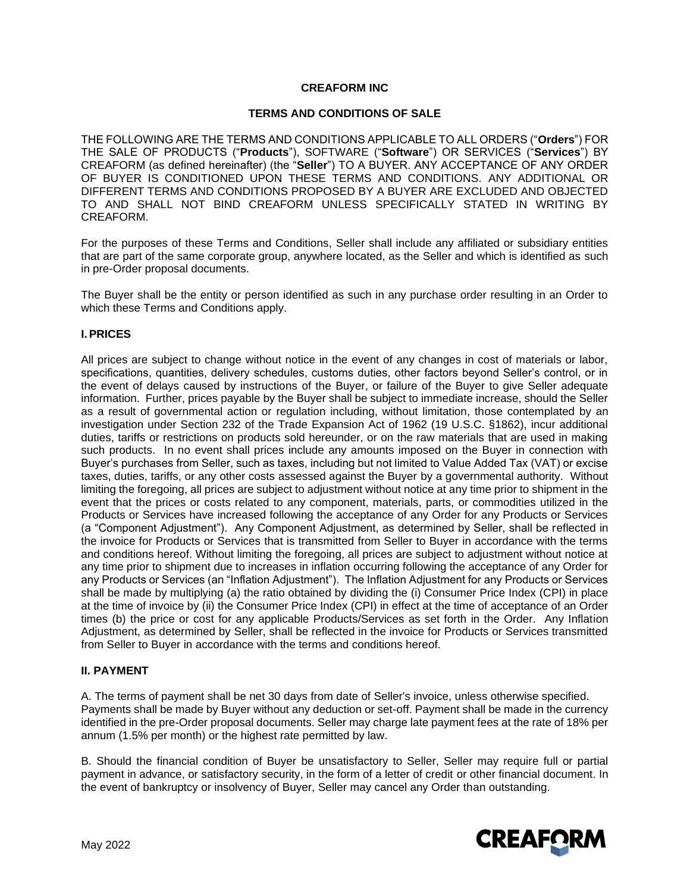**CREAFORM INC**

**TERMS AND CONDITIONS OF SALE**

THE FOLLOWING ARE THE TERMS AND CONDITIONS APPLICABLE TO ALL ORDERS ("**Orders**") FOR THE SALE OF PRODUCTS ("**Products**"), SOFTWARE ("**Software**") OR SERVICES ("**Services**") BY CREAFORM (as defined hereinafter) (the "**Seller**") TO A BUYER. ANY ACCEPTANCE OF ANY ORDER OF BUYER IS CONDITIONED UPON THESE TERMS AND CONDITIONS. ANY ADDITIONAL OR DIFFERENT TERMS AND CONDITIONS PROPOSED BY A BUYER ARE EXCLUDED AND OBJECTED TO AND SHALL NOT BIND CREAFORM UNLESS SPECIFICALLY STATED IN WRITING BY CREAFORM.

For the purposes of these Terms and Conditions, Seller shall include any affiliated or subsidiary entities that are part of the same corporate group, anywhere located, as the Seller and which is identified as such in pre-Order proposal documents.

The Buyer shall be the entity or person identified as such in any purchase order resulting in an Order to which these Terms and Conditions apply.

## I. PRICES

All prices are subject to change without notice in the event of any changes in cost of materials or labor, specifications, quantities, delivery schedules, customs duties, other factors beyond Seller's control, or in the event of delays caused by instructions of the Buyer, or failure of the Buyer to give Seller adequate information. Further, prices payable by the Buyer shall be subject to immediate increase, should the Seller as a result of governmental action or regulation including, without limitation, those contemplated by an investigation under Section 232 of the Trade Expansion Act of 1962 (19 U.S.C. §1862), incur additional duties, tariffs or restrictions on products sold hereunder, or on the raw materials that are used in making such products. In no event shall prices include any amounts imposed on the Buyer in connection with Buyer's purchases from Seller, such as taxes, including but not limited to Value Added Tax (VAT) or excise taxes, duties, tariffs, or any other costs assessed against the Buyer by a governmental authority. Without limiting the foregoing, all prices are subject to adjustment without notice at any time prior to shipment in the event that the prices or costs related to any component, materials, parts, or commodities utilized in the Products or Services have increased following the acceptance of any Order for any Products or Services (a "Component Adjustment"). Any Component Adjustment, as determined by Seller, shall be reflected in the invoice for Products or Services that is transmitted from Seller to Buyer in accordance with the terms and conditions hereof. Without limiting the foregoing, all prices are subject to adjustment without notice at any time prior to shipment due to increases in inflation occurring following the acceptance of any Order for any Products or Services (an "Inflation Adjustment"). The Inflation Adjustment for any Products or Services shall be made by multiplying (a) the ratio obtained by dividing the (i) Consumer Price Index (CPI) in place at the time of invoice by (ii) the Consumer Price Index (CPI) in effect at the time of acceptance of an Order times (b) the price or cost for any applicable Products/Services as set forth in the Order. Any Inflation Adjustment, as determined by Seller, shall be reflected in the invoice for Products or Services transmitted from Seller to Buyer in accordance with the terms and conditions hereof.

## II. PAYMENT

A. The terms of payment shall be net 30 days from date of Seller's invoice, unless otherwise specified. Payments shall be made by Buyer without any deduction or set-off. Payment shall be made in the currency identified in the pre-Order proposal documents. Seller may charge late payment fees at the rate of 18% per annum (1.5% per month) or the highest rate permitted by law.

B. Should the financial condition of Buyer be unsatisfactory to Seller, Seller may require full or partial payment in advance, or satisfactory security, in the form of a letter of credit or other financial document. In the event of bankruptcy or insolvency of Buyer, Seller may cancel any Order than outstanding.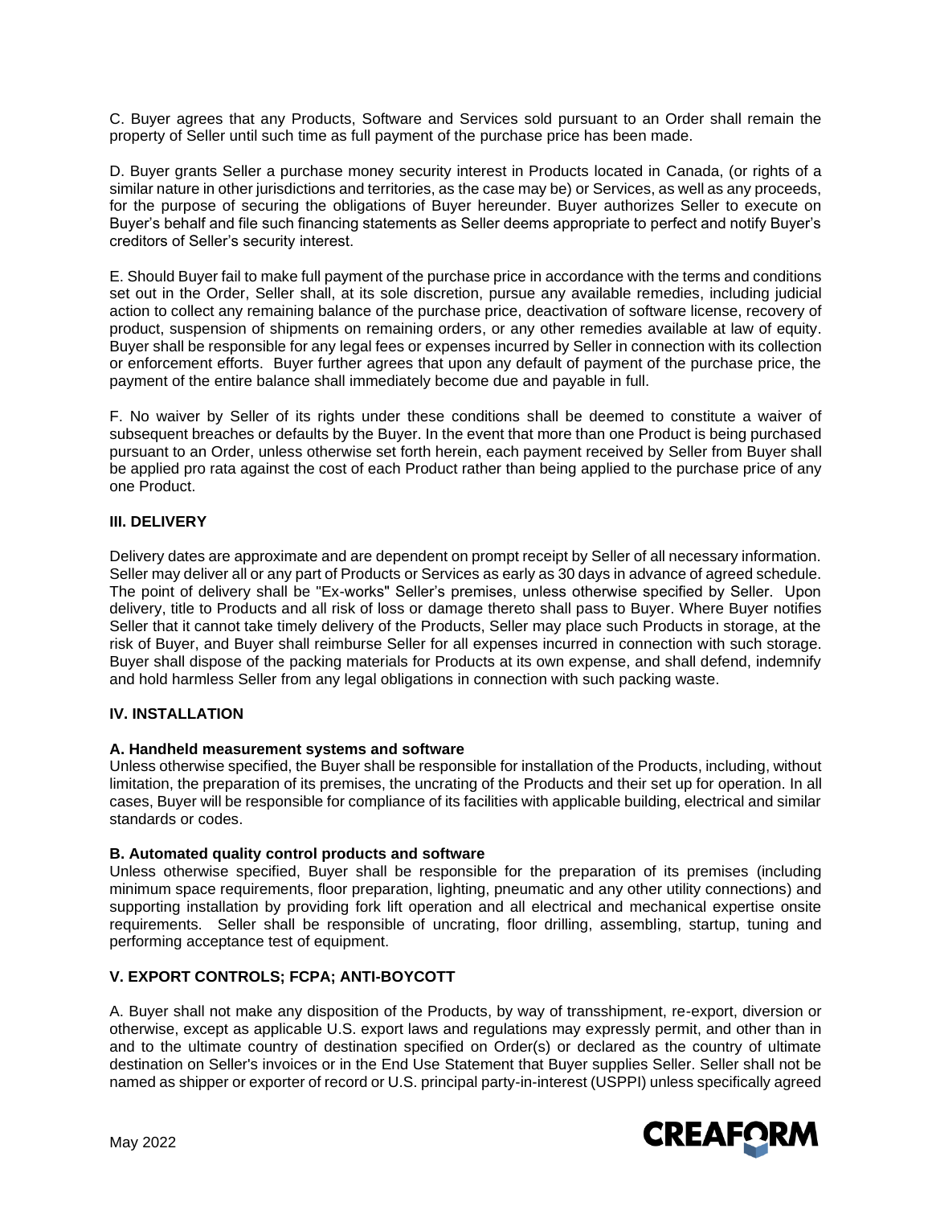C. Buyer agrees that any Products, Software and Services sold pursuant to an Order shall remain the property of Seller until such time as full payment of the purchase price has been made.

D. Buyer grants Seller a purchase money security interest in Products located in Canada, (or rights of a similar nature in other jurisdictions and territories, as the case may be) or Services, as well as any proceeds, for the purpose of securing the obligations of Buyer hereunder. Buyer authorizes Seller to execute on Buyer's behalf and file such financing statements as Seller deems appropriate to perfect and notify Buyer's creditors of Seller's security interest.

E. Should Buyer fail to make full payment of the purchase price in accordance with the terms and conditions set out in the Order, Seller shall, at its sole discretion, pursue any available remedies, including judicial action to collect any remaining balance of the purchase price, deactivation of software license, recovery of product, suspension of shipments on remaining orders, or any other remedies available at law of equity. Buyer shall be responsible for any legal fees or expenses incurred by Seller in connection with its collection or enforcement efforts. Buyer further agrees that upon any default of payment of the purchase price, the payment of the entire balance shall immediately become due and payable in full.

F. No waiver by Seller of its rights under these conditions shall be deemed to constitute a waiver of subsequent breaches or defaults by the Buyer. In the event that more than one Product is being purchased pursuant to an Order, unless otherwise set forth herein, each payment received by Seller from Buyer shall be applied pro rata against the cost of each Product rather than being applied to the purchase price of any one Product.

## III. DELIVERY

Delivery dates are approximate and are dependent on prompt receipt by Seller of all necessary information. Seller may deliver all or any part of Products or Services as early as 30 days in advance of agreed schedule. The point of delivery shall be "Ex-works" Seller's premises, unless otherwise specified by Seller. Upon delivery, title to Products and all risk of loss or damage thereto shall pass to Buyer. Where Buyer notifies Seller that it cannot take timely delivery of the Products, Seller may place such Products in storage, at the risk of Buyer, and Buyer shall reimburse Seller for all expenses incurred in connection with such storage. Buyer shall dispose of the packing materials for Products at its own expense, and shall defend, indemnify and hold harmless Seller from any legal obligations in connection with such packing waste.

## IV. INSTALLATION

### A. Handheld measurement systems and software

Unless otherwise specified, the Buyer shall be responsible for installation of the Products, including, without limitation, the preparation of its premises, the uncrating of the Products and their set up for operation. In all cases, Buyer will be responsible for compliance of its facilities with applicable building, electrical and similar standards or codes.

### B. Automated quality control products and software

Unless otherwise specified, Buyer shall be responsible for the preparation of its premises (including minimum space requirements, floor preparation, lighting, pneumatic and any other utility connections) and supporting installation by providing fork lift operation and all electrical and mechanical expertise onsite requirements. Seller shall be responsible of uncrating, floor drilling, assembling, startup, tuning and performing acceptance test of equipment.

## V. EXPORT CONTROLS; FCPA; ANTI-BOYCOTT

A. Buyer shall not make any disposition of the Products, by way of transshipment, re-export, diversion or otherwise, except as applicable U.S. export laws and regulations may expressly permit, and other than in and to the ultimate country of destination specified on Order(s) or declared as the country of ultimate destination on Seller's invoices or in the End Use Statement that Buyer supplies Seller. Seller shall not be named as shipper or exporter of record or U.S. principal party-in-interest (USPPI) unless specifically agreed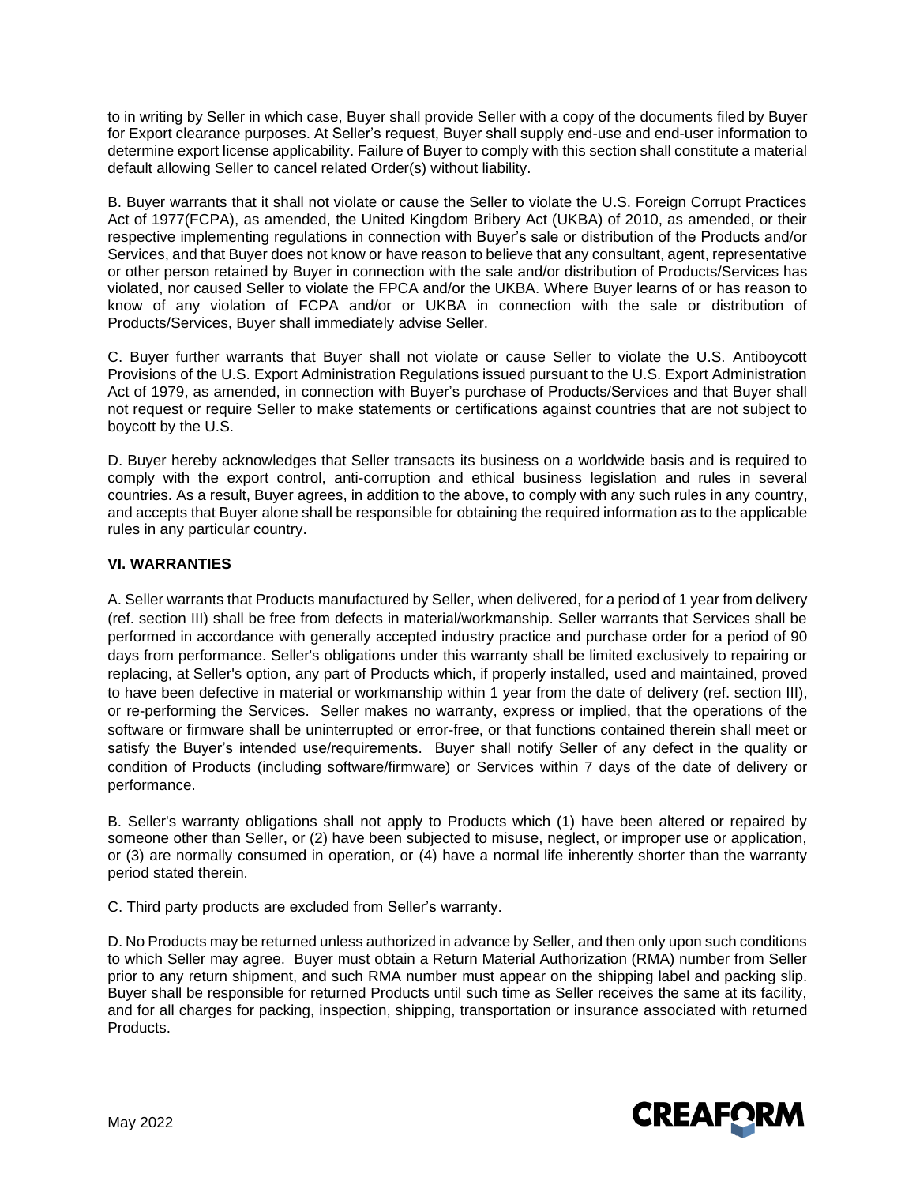to in writing by Seller in which case, Buyer shall provide Seller with a copy of the documents filed by Buyer for Export clearance purposes. At Seller's request, Buyer shall supply end-use and end-user information to determine export license applicability. Failure of Buyer to comply with this section shall constitute a material default allowing Seller to cancel related Order(s) without liability.

B. Buyer warrants that it shall not violate or cause the Seller to violate the U.S. Foreign Corrupt Practices Act of 1977(FCPA), as amended, the United Kingdom Bribery Act (UKBA) of 2010, as amended, or their respective implementing regulations in connection with Buyer's sale or distribution of the Products and/or Services, and that Buyer does not know or have reason to believe that any consultant, agent, representative or other person retained by Buyer in connection with the sale and/or distribution of Products/Services has violated, nor caused Seller to violate the FPCA and/or the UKBA. Where Buyer learns of or has reason to know of any violation of FCPA and/or or UKBA in connection with the sale or distribution of Products/Services, Buyer shall immediately advise Seller.

C. Buyer further warrants that Buyer shall not violate or cause Seller to violate the U.S. Antiboycott Provisions of the U.S. Export Administration Regulations issued pursuant to the U.S. Export Administration Act of 1979, as amended, in connection with Buyer's purchase of Products/Services and that Buyer shall not request or require Seller to make statements or certifications against countries that are not subject to boycott by the U.S.

D. Buyer hereby acknowledges that Seller transacts its business on a worldwide basis and is required to comply with the export control, anti-corruption and ethical business legislation and rules in several countries. As a result, Buyer agrees, in addition to the above, to comply with any such rules in any country, and accepts that Buyer alone shall be responsible for obtaining the required information as to the applicable rules in any particular country.

**VI. WARRANTIES**

A. Seller warrants that Products manufactured by Seller, when delivered, for a period of 1 year from delivery (ref. section III) shall be free from defects in material/workmanship. Seller warrants that Services shall be performed in accordance with generally accepted industry practice and purchase order for a period of 90 days from performance. Seller's obligations under this warranty shall be limited exclusively to repairing or replacing, at Seller's option, any part of Products which, if properly installed, used and maintained, proved to have been defective in material or workmanship within 1 year from the date of delivery (ref. section III), or re-performing the Services. Seller makes no warranty, express or implied, that the operations of the software or firmware shall be uninterrupted or error-free, or that functions contained therein shall meet or satisfy the Buyer's intended use/requirements. Buyer shall notify Seller of any defect in the quality or condition of Products (including software/firmware) or Services within 7 days of the date of delivery or performance.

B. Seller's warranty obligations shall not apply to Products which (1) have been altered or repaired by someone other than Seller, or (2) have been subjected to misuse, neglect, or improper use or application, or (3) are normally consumed in operation, or (4) have a normal life inherently shorter than the warranty period stated therein.

C. Third party products are excluded from Seller's warranty.

D. No Products may be returned unless authorized in advance by Seller, and then only upon such conditions to which Seller may agree. Buyer must obtain a Return Material Authorization (RMA) number from Seller prior to any return shipment, and such RMA number must appear on the shipping label and packing slip. Buyer shall be responsible for returned Products until such time as Seller receives the same at its facility, and for all charges for packing, inspection, shipping, transportation or insurance associated with returned Products.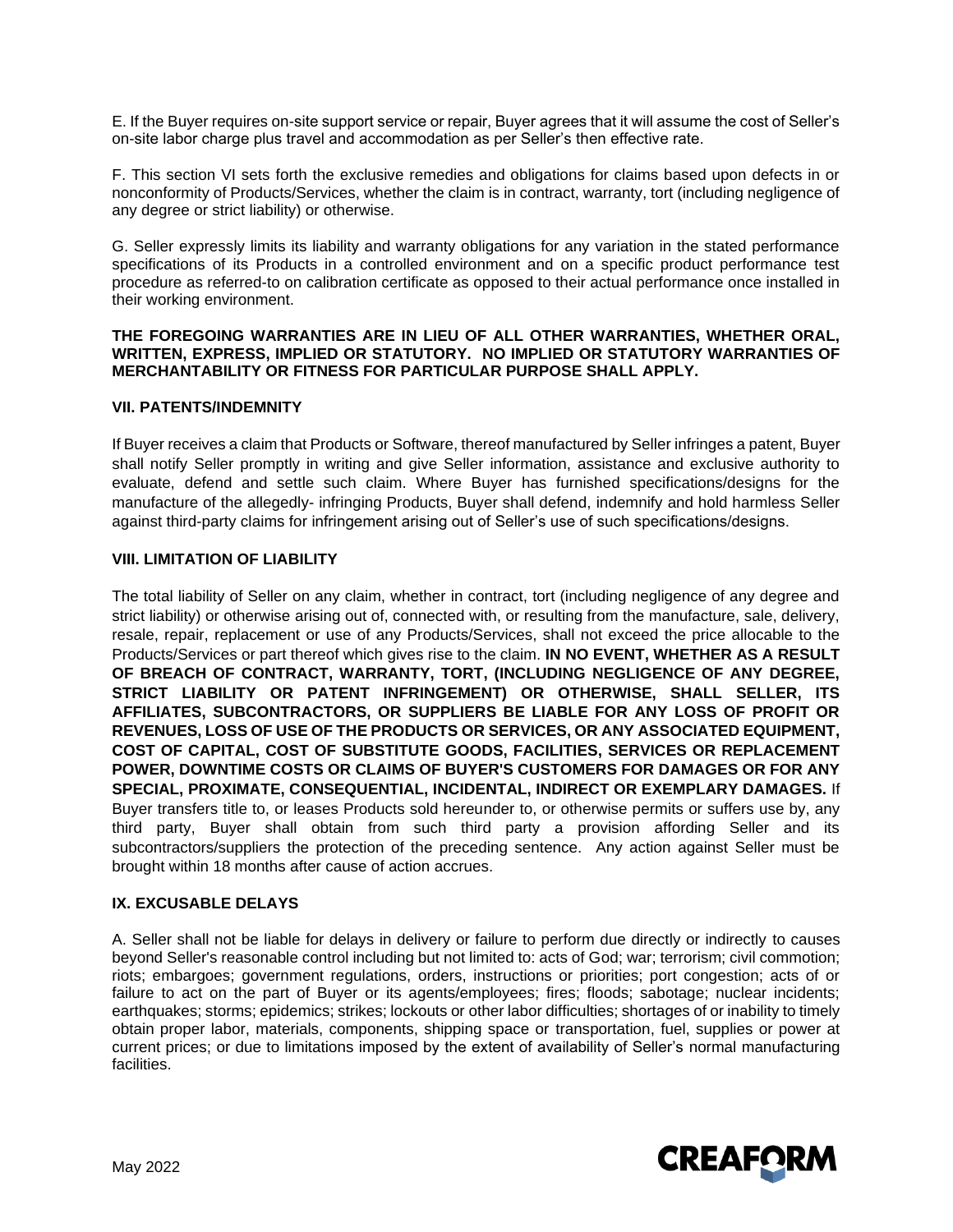E. If the Buyer requires on-site support service or repair, Buyer agrees that it will assume the cost of Seller's on-site labor charge plus travel and accommodation as per Seller's then effective rate.

F. This section VI sets forth the exclusive remedies and obligations for claims based upon defects in or nonconformity of Products/Services, whether the claim is in contract, warranty, tort (including negligence of any degree or strict liability) or otherwise.

G. Seller expressly limits its liability and warranty obligations for any variation in the stated performance specifications of its Products in a controlled environment and on a specific product performance test procedure as referred-to on calibration certificate as opposed to their actual performance once installed in their working environment.

**THE FOREGOING WARRANTIES ARE IN LIEU OF ALL OTHER WARRANTIES, WHETHER ORAL, WRITTEN, EXPRESS, IMPLIED OR STATUTORY. NO IMPLIED OR STATUTORY WARRANTIES OF MERCHANTABILITY OR FITNESS FOR PARTICULAR PURPOSE SHALL APPLY.**

### VII. PATENTS/INDEMNITY

If Buyer receives a claim that Products or Software, thereof manufactured by Seller infringes a patent, Buyer shall notify Seller promptly in writing and give Seller information, assistance and exclusive authority to evaluate, defend and settle such claim. Where Buyer has furnished specifications/designs for the manufacture of the allegedly- infringing Products, Buyer shall defend, indemnify and hold harmless Seller against third-party claims for infringement arising out of Seller's use of such specifications/designs.

### VIII. LIMITATION OF LIABILITY

The total liability of Seller on any claim, whether in contract, tort (including negligence of any degree and strict liability) or otherwise arising out of, connected with, or resulting from the manufacture, sale, delivery, resale, repair, replacement or use of any Products/Services, shall not exceed the price allocable to the Products/Services or part thereof which gives rise to the claim. **IN NO EVENT, WHETHER AS A RESULT OF BREACH OF CONTRACT, WARRANTY, TORT, (INCLUDING NEGLIGENCE OF ANY DEGREE, STRICT LIABILITY OR PATENT INFRINGEMENT) OR OTHERWISE, SHALL SELLER, ITS AFFILIATES, SUBCONTRACTORS, OR SUPPLIERS BE LIABLE FOR ANY LOSS OF PROFIT OR REVENUES, LOSS OF USE OF THE PRODUCTS OR SERVICES, OR ANY ASSOCIATED EQUIPMENT, COST OF CAPITAL, COST OF SUBSTITUTE GOODS, FACILITIES, SERVICES OR REPLACEMENT POWER, DOWNTIME COSTS OR CLAIMS OF BUYER'S CUSTOMERS FOR DAMAGES OR FOR ANY SPECIAL, PROXIMATE, CONSEQUENTIAL, INCIDENTAL, INDIRECT OR EXEMPLARY DAMAGES.** If Buyer transfers title to, or leases Products sold hereunder to, or otherwise permits or suffers use by, any third party, Buyer shall obtain from such third party a provision affording Seller and its subcontractors/suppliers the protection of the preceding sentence. Any action against Seller must be brought within 18 months after cause of action accrues.

### IX. EXCUSABLE DELAYS

A. Seller shall not be liable for delays in delivery or failure to perform due directly or indirectly to causes beyond Seller's reasonable control including but not limited to: acts of God; war; terrorism; civil commotion; riots; embargoes; government regulations, orders, instructions or priorities; port congestion; acts of or failure to act on the part of Buyer or its agents/employees; fires; floods; sabotage; nuclear incidents; earthquakes; storms; epidemics; strikes; lockouts or other labor difficulties; shortages of or inability to timely obtain proper labor, materials, components, shipping space or transportation, fuel, supplies or power at current prices; or due to limitations imposed by the extent of availability of Seller's normal manufacturing facilities.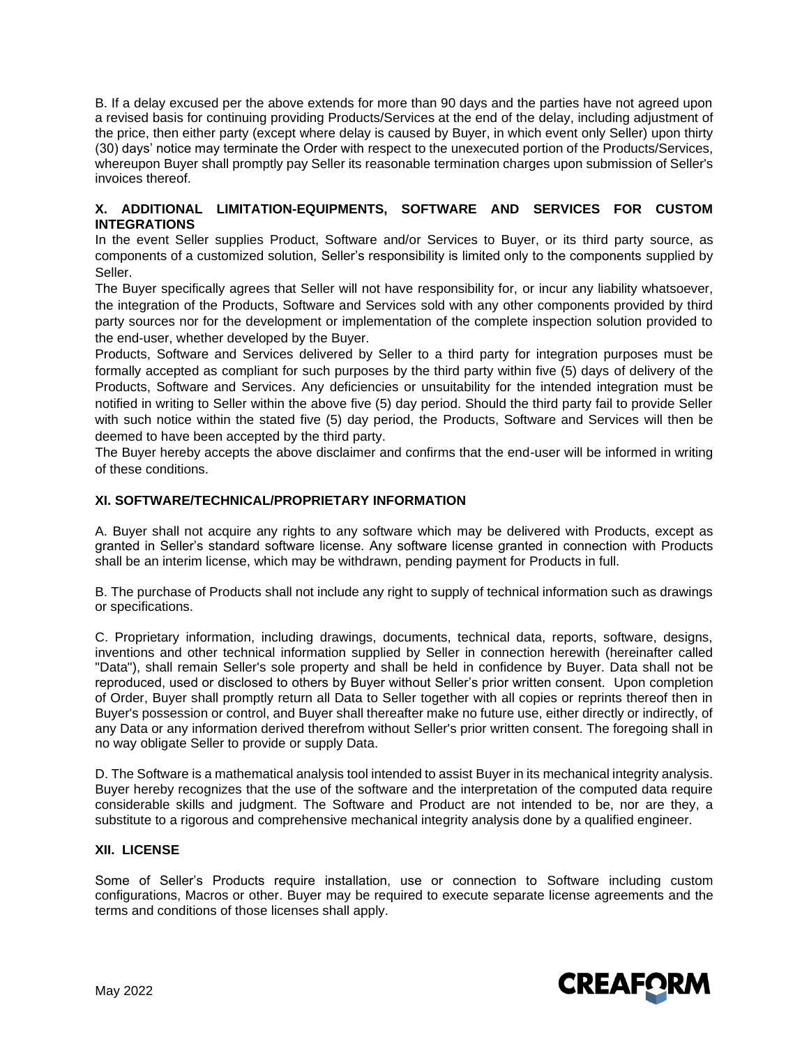B. If a delay excused per the above extends for more than 90 days and the parties have not agreed upon a revised basis for continuing providing Products/Services at the end of the delay, including adjustment of the price, then either party (except where delay is caused by Buyer, in which event only Seller) upon thirty (30) days' notice may terminate the Order with respect to the unexecuted portion of the Products/Services, whereupon Buyer shall promptly pay Seller its reasonable termination charges upon submission of Seller's invoices thereof.

## X. ADDITIONAL LIMITATION-EQUIPMENTS, SOFTWARE AND SERVICES FOR CUSTOM INTEGRATIONS

In the event Seller supplies Product, Software and/or Services to Buyer, or its third party source, as components of a customized solution, Seller's responsibility is limited only to the components supplied by Seller.

The Buyer specifically agrees that Seller will not have responsibility for, or incur any liability whatsoever, the integration of the Products, Software and Services sold with any other components provided by third party sources nor for the development or implementation of the complete inspection solution provided to the end-user, whether developed by the Buyer.

Products, Software and Services delivered by Seller to a third party for integration purposes must be formally accepted as compliant for such purposes by the third party within five (5) days of delivery of the Products, Software and Services. Any deficiencies or unsuitability for the intended integration must be notified in writing to Seller within the above five (5) day period. Should the third party fail to provide Seller with such notice within the stated five (5) day period, the Products, Software and Services will then be deemed to have been accepted by the third party.

The Buyer hereby accepts the above disclaimer and confirms that the end-user will be informed in writing of these conditions.

## XI. SOFTWARE/TECHNICAL/PROPRIETARY INFORMATION

A. Buyer shall not acquire any rights to any software which may be delivered with Products, except as granted in Seller's standard software license. Any software license granted in connection with Products shall be an interim license, which may be withdrawn, pending payment for Products in full.

B. The purchase of Products shall not include any right to supply of technical information such as drawings or specifications.

C. Proprietary information, including drawings, documents, technical data, reports, software, designs, inventions and other technical information supplied by Seller in connection herewith (hereinafter called "Data"), shall remain Seller's sole property and shall be held in confidence by Buyer. Data shall not be reproduced, used or disclosed to others by Buyer without Seller's prior written consent. Upon completion of Order, Buyer shall promptly return all Data to Seller together with all copies or reprints thereof then in Buyer's possession or control, and Buyer shall thereafter make no future use, either directly or indirectly, of any Data or any information derived therefrom without Seller's prior written consent. The foregoing shall in no way obligate Seller to provide or supply Data.

D. The Software is a mathematical analysis tool intended to assist Buyer in its mechanical integrity analysis. Buyer hereby recognizes that the use of the software and the interpretation of the computed data require considerable skills and judgment. The Software and Product are not intended to be, nor are they, a substitute to a rigorous and comprehensive mechanical integrity analysis done by a qualified engineer.

## XII. LICENSE

Some of Seller's Products require installation, use or connection to Software including custom configurations, Macros or other. Buyer may be required to execute separate license agreements and the terms and conditions of those licenses shall apply.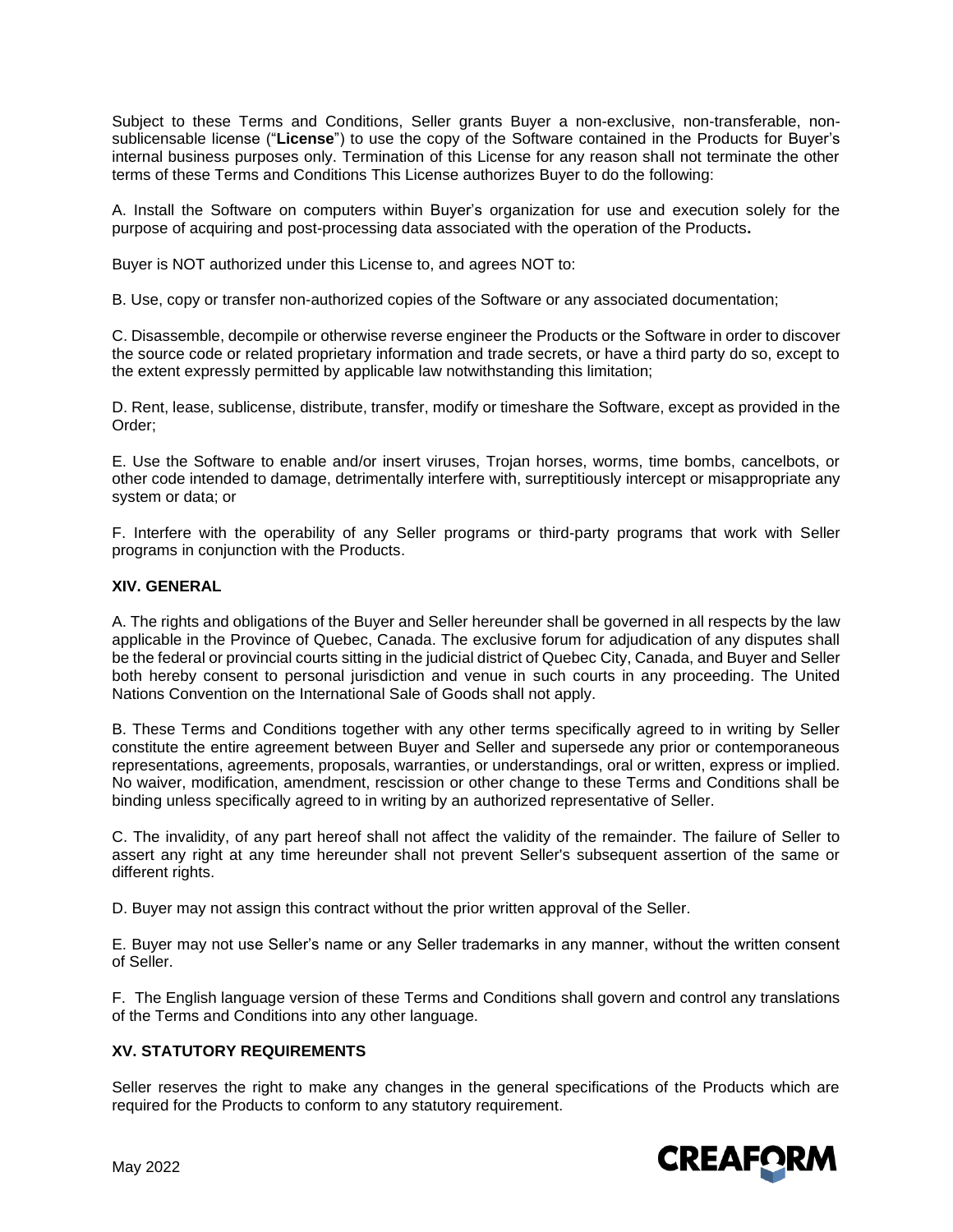Subject to these Terms and Conditions, Seller grants Buyer a non-exclusive, non-transferable, non-sublicensable license ("**License**") to use the copy of the Software contained in the Products for Buyer's internal business purposes only. Termination of this License for any reason shall not terminate the other terms of these Terms and Conditions This License authorizes Buyer to do the following:

A. Install the Software on computers within Buyer's organization for use and execution solely for the purpose of acquiring and post-processing data associated with the operation of the Products**.**

Buyer is NOT authorized under this License to, and agrees NOT to:

B. Use, copy or transfer non-authorized copies of the Software or any associated documentation;

C. Disassemble, decompile or otherwise reverse engineer the Products or the Software in order to discover the source code or related proprietary information and trade secrets, or have a third party do so, except to the extent expressly permitted by applicable law notwithstanding this limitation;

D. Rent, lease, sublicense, distribute, transfer, modify or timeshare the Software, except as provided in the Order;

E. Use the Software to enable and/or insert viruses, Trojan horses, worms, time bombs, cancelbots, or other code intended to damage, detrimentally interfere with, surreptitiously intercept or misappropriate any system or data; or

F. Interfere with the operability of any Seller programs or third-party programs that work with Seller programs in conjunction with the Products.

**XIV. GENERAL**

A. The rights and obligations of the Buyer and Seller hereunder shall be governed in all respects by the law applicable in the Province of Quebec, Canada. The exclusive forum for adjudication of any disputes shall be the federal or provincial courts sitting in the judicial district of Quebec City, Canada, and Buyer and Seller both hereby consent to personal jurisdiction and venue in such courts in any proceeding. The United Nations Convention on the International Sale of Goods shall not apply.

B. These Terms and Conditions together with any other terms specifically agreed to in writing by Seller constitute the entire agreement between Buyer and Seller and supersede any prior or contemporaneous representations, agreements, proposals, warranties, or understandings, oral or written, express or implied. No waiver, modification, amendment, rescission or other change to these Terms and Conditions shall be binding unless specifically agreed to in writing by an authorized representative of Seller.

C. The invalidity, of any part hereof shall not affect the validity of the remainder. The failure of Seller to assert any right at any time hereunder shall not prevent Seller's subsequent assertion of the same or different rights.

D. Buyer may not assign this contract without the prior written approval of the Seller.

E. Buyer may not use Seller's name or any Seller trademarks in any manner, without the written consent of Seller.

F. The English language version of these Terms and Conditions shall govern and control any translations of the Terms and Conditions into any other language.

**XV. STATUTORY REQUIREMENTS**

Seller reserves the right to make any changes in the general specifications of the Products which are required for the Products to conform to any statutory requirement.

May 2022

CREAFORM